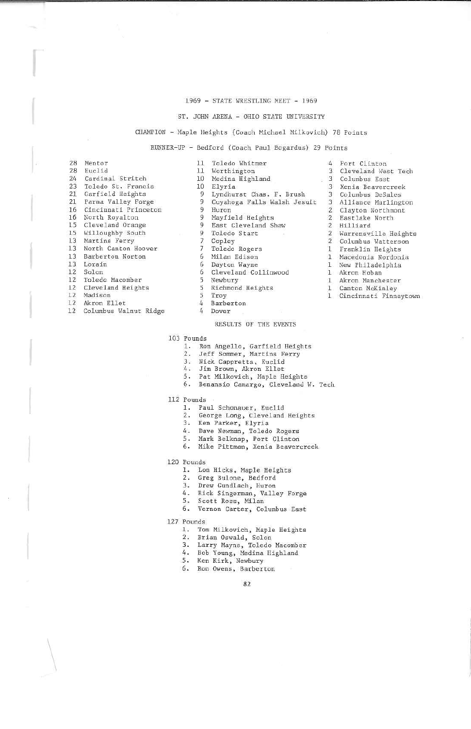# 1969 - STATE WRESTLING MEET - 1969

ST. JOHN ARENA - OHIO STATE UNIVERSITY

CHAMPION - Maple Heights (Coach Michael Milkovich) 78 Points

RUNNER-UP - Bedford (Coach Paul Bogardus) 29 Points

| Points | School |
|---|---|
| 28 | Mentor |
| 28 | Euclid |
| 24 | Cardinal Stritch |
| 23 | Toledo St. Francis |
| 21 | Garfield Heights |
| 21 | Parma Valley Forge |
| 16 | Cincinnati Princeton |
| 16 | North Royalton |
| 15 | Cleveland Orange |
| 15 | Willoughby South |
| 13 | Martins Ferry |
| 13 | North Canton Hoover |
| 13 | Barberton Norton |
| 13 | Lorain |
| 12 | Solon |
| 12 | Toledo Macomber |
| 12 | Cleveland Heights |
| 12 | Madison |
| 12 | Akron Ellet |
| 12 | Columbus Walnut Ridge |
| 11 | Toledo Whitmer |
| 11 | Worthington |
| 10 | Medina Highland |
| 10 | Elyria |
| 9 | Lyndhurst Chas. F. Brush |
| 9 | Cuyahoga Falls Walsh Jesuit |
| 9 | Huron |
| 9 | Mayfield Heights |
| 9 | East Cleveland Shaw |
| 9 | Toledo Start |
| 7 | Copley |
| 7 | Toledo Rogers |
| 6 | Milan Edison |
| 6 | Dayton Wayne |
| 6 | Cleveland Collinwood |
| 5 | Newbury |
| 5 | Richmond Heights |
| 5 | Troy |
| 4 | Barberton |
| 4 | Dover |
| 4 | Port Clinton |
| 3 | Cleveland West Tech |
| 3 | Columbus East |
| 3 | Xenia Beavercreek |
| 3 | Columbus DeSales |
| 3 | Alliance Marlington |
| 2 | Clayton Northmont |
| 2 | Eastlake North |
| 2 | Hilliard |
| 2 | Warrensville Heights |
| 2 | Columbus Watterson |
| 1 | Franklin Heights |
| 1 | Macedonia Nordonia |
| 1 | New Philadelphia |
| 1 | Akron Hoban |
| 1 | Akron Manchester |
| 1 | Canton McKinley |
| 1 | Cincinnati Finneytown |

## RESULTS OF THE EVENTS

### 103 Pounds
1. Ron Angello, Garfield Heights
2. Jeff Sommer, Martins Ferry
3. Nick Cappretta, Euclid
4. Jim Brown, Akron Ellet
5. Pat Milkovich, Maple Heights
6. Benansio Camargo, Cleveland W. Tech

### 112 Pounds
1. Paul Schonauer, Euclid
2. George Long, Cleveland Heights
3. Ken Parker, Elyria
4. Dave Newman, Toledo Rogers
5. Mark Belknap, Port Clinton
6. Mike Pittman, Xenia Beavercreek

### 120 Pounds
1. Lon Hicks, Maple Heights
2. Greg Bulone, Bedford
3. Drew Gundlach, Huron
4. Rick Singerman, Valley Forge
5. Scott Ross, Milan
6. Vernon Carter, Columbus East

### 127 Pounds
1. Tom Milkovich, Maple Heights
2. Brian Oswald, Solon
3. Larry Mayne, Toledo Macomber
4. Bob Young, Medina Highland
5. Ken Kirk, Newbury
6. Ron Owens, Barberton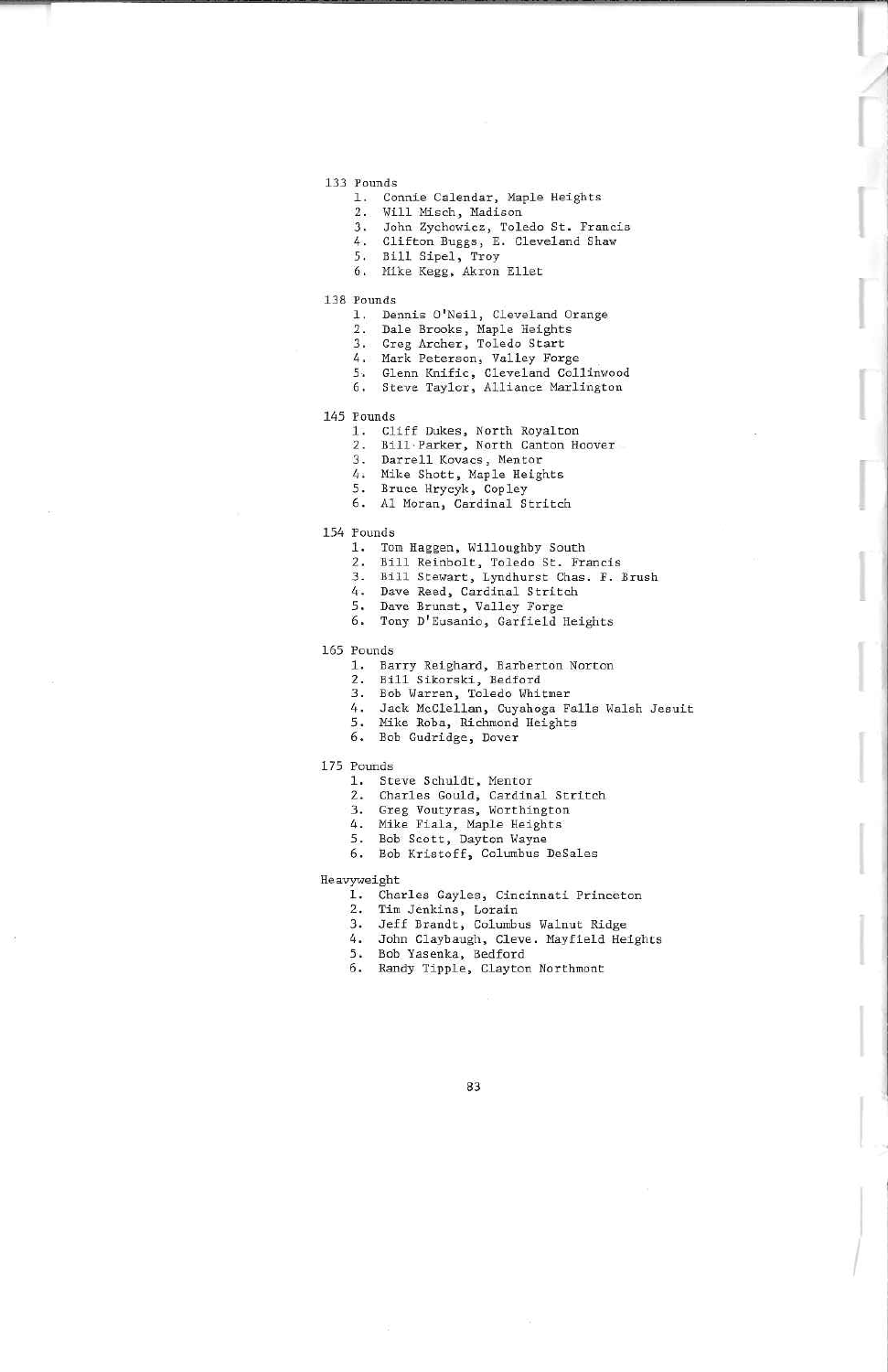133 Pounds

1. Connie Calendar, Maple Heights
2. Will Misch, Madison
3. John Zychowicz, Toledo St. Francis
4. Clifton Buggs, E. Cleveland Shaw
5. Bill Sipel, Troy
6. Mike Kegg, Akron Ellet

138 Pounds

1. Dennis O'Neil, Cleveland Orange
2. Dale Brooks, Maple Heights
3. Greg Archer, Toledo Start
4. Mark Peterson, Valley Forge
5. Glenn Knific, Cleveland Collinwood
6. Steve Taylor, Alliance Marlington

145 Pounds

1. Cliff Dukes, North Royalton
2. Bill Parker, North Canton Hoover
3. Darrell Kovacs, Mentor
4. Mike Shott, Maple Heights
5. Bruce Hrycyk, Copley
6. Al Moran, Cardinal Stritch

154 Pounds

1. Tom Haggen, Willoughby South
2. Bill Reinbolt, Toledo St. Francis
3. Bill Stewart, Lyndhurst Chas. F. Brush
4. Dave Reed, Cardinal Stritch
5. Dave Brunst, Valley Forge
6. Tony D'Eusanio, Garfield Heights

165 Pounds

1. Barry Reighard, Barberton Norton
2. Bill Sikorski, Bedford
3. Bob Warren, Toledo Whitmer
4. Jack McClellan, Cuyahoga Falls Walsh Jesuit
5. Mike Roba, Richmond Heights
6. Bob Gudridge, Dover

175 Pounds

1. Steve Schuldt, Mentor
2. Charles Gould, Cardinal Stritch
3. Greg Voutyras, Worthington
4. Mike Fiala, Maple Heights
5. Bob Scott, Dayton Wayne
6. Bob Kristoff, Columbus DeSales

Heavyweight

1. Charles Gayles, Cincinnati Princeton
2. Tim Jenkins, Lorain
3. Jeff Brandt, Columbus Walnut Ridge
4. John Claybaugh, Cleve. Mayfield Heights
5. Bob Yasenka, Bedford
6. Randy Tipple, Clayton Northmont